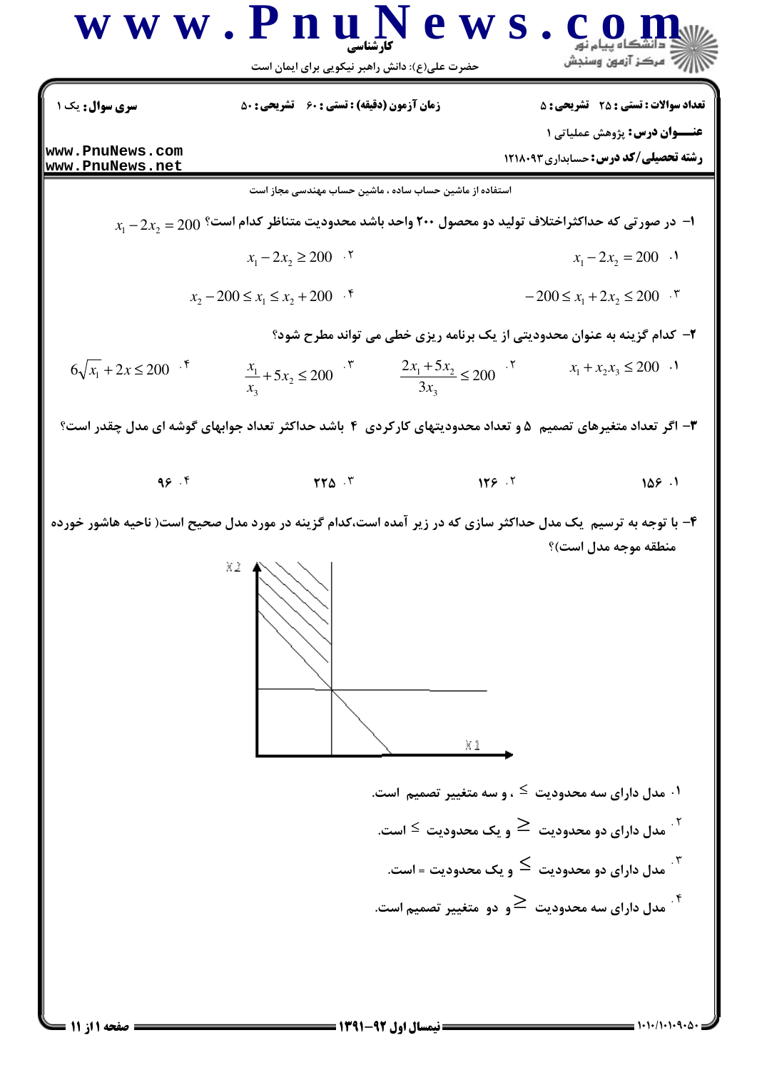**کارشناسی**

حضرت علی(ع): دانش راهبر نیکویی برای ایمان است

| سری سوال: یک ۱ | زمان آزمون (دقیقه) : تستی : ۶۰ تشریحی : ۵۰ | تعداد سوالات : تستی : ۲۵ تشریحی : ۵ |
|---|---|---|

**عنـــوان درس:** پژوهش عملیاتی ۱

**رشته تحصیلی/کد درس:** حسابداری ۱۲۱۸۰۹۳

استفاده از ماشین حساب ساده ، ماشین حساب مهندسی مجاز است

۱- در صورتی که حداکثراختلاف تولید دو محصول ۲۰۰ واحد باشد محدودیت متناظر کدام است؟ $x_1 - 2x_2 = 200$

۱. $x_1 - 2x_2 = 200$

۲. $x_1 - 2x_2 \geq 200$

۳. $-200 \leq x_1 + 2x_2 \leq 200$

۴. $x_2 - 200 \leq x_1 \leq x_2 + 200$

۲- کدام گزینه به عنوان محدودیتی از یک برنامه ریزی خطی می تواند مطرح شود؟

۱. $x_1 + x_2 x_3 \leq 200$

۲. $\frac{2x_1 + 5x_2}{3x_3} \leq 200$

۳. $\frac{x_1}{x_3} + 5x_2 \leq 200$

۴. $6\sqrt{x_1} + 2x \leq 200$

۳- اگر تعداد متغیرهای تصمیم ۵ و تعداد محدودیتهای کارکردی ۴ باشد حداکثر تعداد جوابهای گوشه ای مدل چقدر است؟

۱. ۱۵۶

۲. ۱۲۶

۳. ۲۲۵

۴. ۹۶

۴- با توجه به ترسیم یک مدل حداکثر سازی که در زیر آمده است،کدام گزینه در مورد مدل صحیح است( ناحیه هاشور خورده منطقه موجه مدل است)؟

X2

X1

۱. مدل دارای سه محدودیت $\leq$ ، و سه متغییر تصمیم است.

۲. مدل دارای دو محدودیت $\geq$ و یک محدودیت $\leq$ است.

۳. مدل دارای دو محدودیت $\leq$ و یک محدودیت = است.

۴. مدل دارای سه محدودیت $\geq$ و دو متغییر تصمیم است.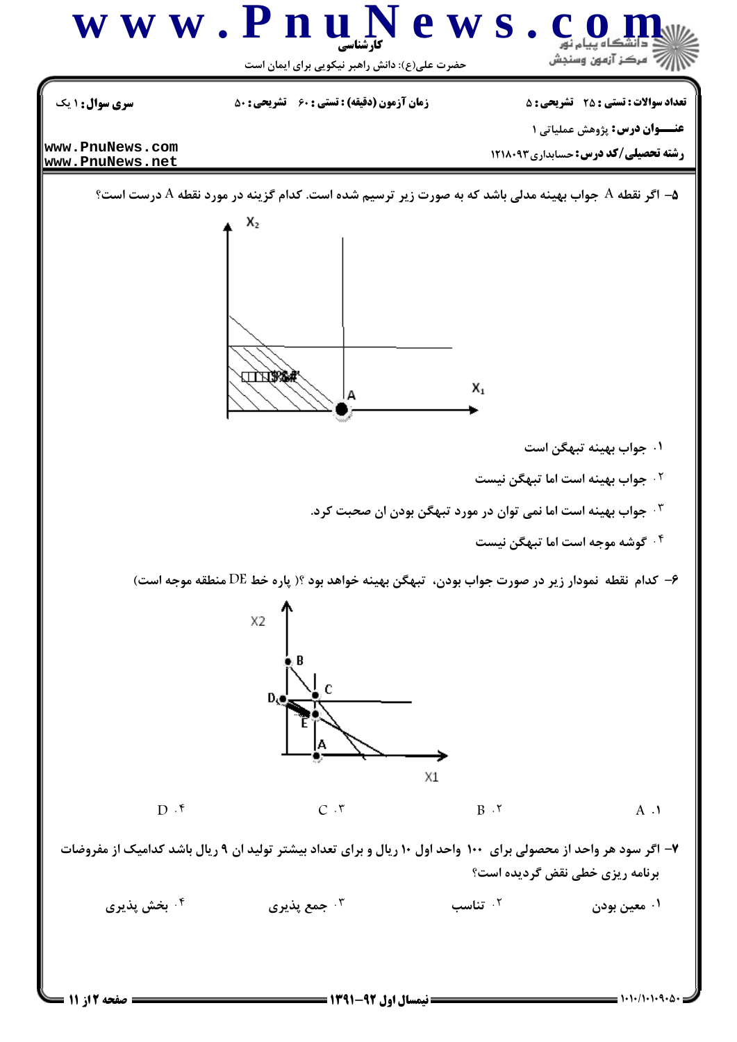**۵-** اگر نقطه A جواب بهینه مدلی باشد که به صورت زیر ترسیم شده است. کدام گزینه در مورد نقطه A درست است؟

۱. جواب بهینه تبهگن است

۲. جواب بهینه است اما تبهگن نیست

۳. جواب بهینه است اما نمی توان در مورد تبهگن بودن ان صحبت کرد.

۴. گوشه موجه است اما تبهگن نیست

**۶-** کدام نقطه نمودار زیر در صورت جواب بودن، تبهگن بهینه خواهد بود ؟( پاره خط DE منطقه موجه است)

۱. A

۲. B

۳. C

۴. D

**۷-** اگر سود هر واحد از محصولی برای ۱۰۰ واحد اول ۱۰ ریال و برای تعداد بیشتر تولید ان ۹ ریال باشد کدامیک از مفروضات برنامه ریزی خطی نقض گردیده است؟

۱. معین بودن

۲. تناسب

۳. جمع پذیری

۴. بخش پذیری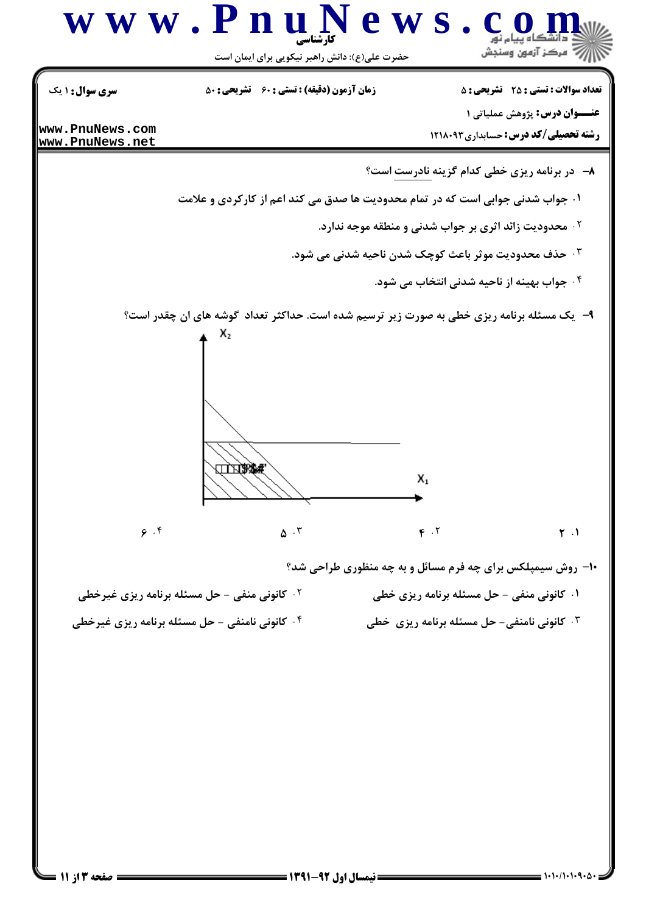**سری سوال:** ۱ یک

**زمان آزمون (دقیقه) : تستی : ۶۰ تشریحی : ۵۰**

**تعداد سوالات : تستی : ۲۵ تشریحی : ۵**

**عنـــوان درس:** پژوهش عملیاتی ۱

**رشته تحصیلی/کد درس:** حسابداری ۱۲۱۸۰۹۳

۸- در برنامه ریزی خطی کدام گزینه نادرست است؟

۱. جواب شدنی جوابی است که در تمام محدودیت ها صدق می کند اعم از کارکردی و علامت

۲. محدودیت زائد اثری بر جواب شدنی و منطقه موجه ندارد.

۳. حذف محدودیت موثر باعث کوچک شدن ناحیه شدنی می شود.

۴. جواب بهینه از ناحیه شدنی انتخاب می شود.

۹- یک مسئله برنامه ریزی خطی به صورت زیر ترسیم شده است. حداکثر تعداد گوشه های ان چقدر است؟

۱. ۲

۲. ۴

۳. ۵

۴. ۶

۱۰- روش سیمپلکس برای چه فرم مسائل و به چه منظوری طراحی شد؟

۱. کانونی منفی - حل مسئله برنامه ریزی خطی

۲. کانونی منفی - حل مسئله برنامه ریزی غیرخطی

۳. کانونی نامنفی- حل مسئله برنامه ریزی خطی

۴. کانونی نامنفی - حل مسئله برنامه ریزی غیرخطی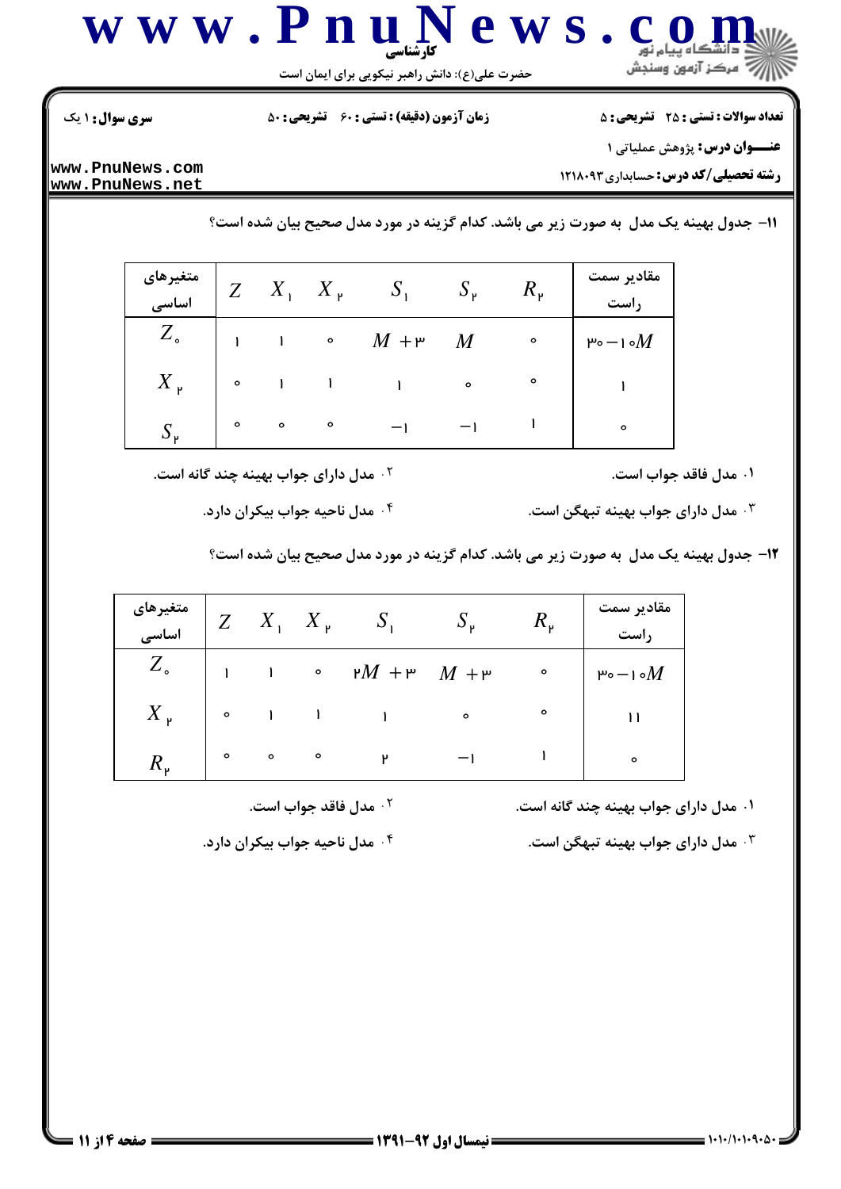**سری سوال:** ۱ یک

**زمان آزمون (دقیقه) : تستی :** ۶۰ **تشریحی :** ۵۰

**تعداد سوالات : تستی :** ۲۵ **تشریحی :** ۵

**عنـــوان درس:** پژوهش عملیاتی ۱

**رشته تحصیلی/کد درس:** حسابداری ۱۲۱۸۰۹۳

**۱۱-** جدول بهینه یک مدل به صورت زیر می باشد. کدام گزینه در مورد مدل صحیح بیان شده است؟

| متغیرهای اساسی | $Z$ | $X_1$ | $X_2$ | $S_1$ | $S_2$ | $R_2$ | مقادیر سمت راست |
|---|---|---|---|---|---|---|---|
| $Z_0$ | ۱ | ۱ | ۰ | $M+3$ | $M$ | ۰ | $30-10M$ |
| $X_2$ | ۰ | ۱ | ۱ | ۱ | ۰ | ۰ | ۱ |
| $S_2$ | ۰ | ۰ | ۰ | $-1$ | $-1$ | ۱ | ۰ |

۱. مدل فاقد جواب است.

۲. مدل دارای جواب بهینه چند گانه است.

۳. مدل دارای جواب بهینه تبهگن است.

۴. مدل ناحیه جواب بیکران دارد.

**۱۲-** جدول بهینه یک مدل به صورت زیر می باشد. کدام گزینه در مورد مدل صحیح بیان شده است؟

| متغیرهای اساسی | $Z$ | $X_1$ | $X_2$ | $S_1$ | $S_2$ | $R_2$ | مقادیر سمت راست |
|---|---|---|---|---|---|---|---|
| $Z_0$ | ۱ | ۱ | ۰ | $2M+3$ | $M+3$ | ۰ | $30-10M$ |
| $X_2$ | ۰ | ۱ | ۱ | ۱ | ۰ | ۰ | ۱۱ |
| $R_2$ | ۰ | ۰ | ۰ | ۲ | $-1$ | ۱ | ۰ |

۱. مدل دارای جواب بهینه چند گانه است.

۲. مدل فاقد جواب است.

۳. مدل دارای جواب بهینه تبهگن است.

۴. مدل ناحیه جواب بیکران دارد.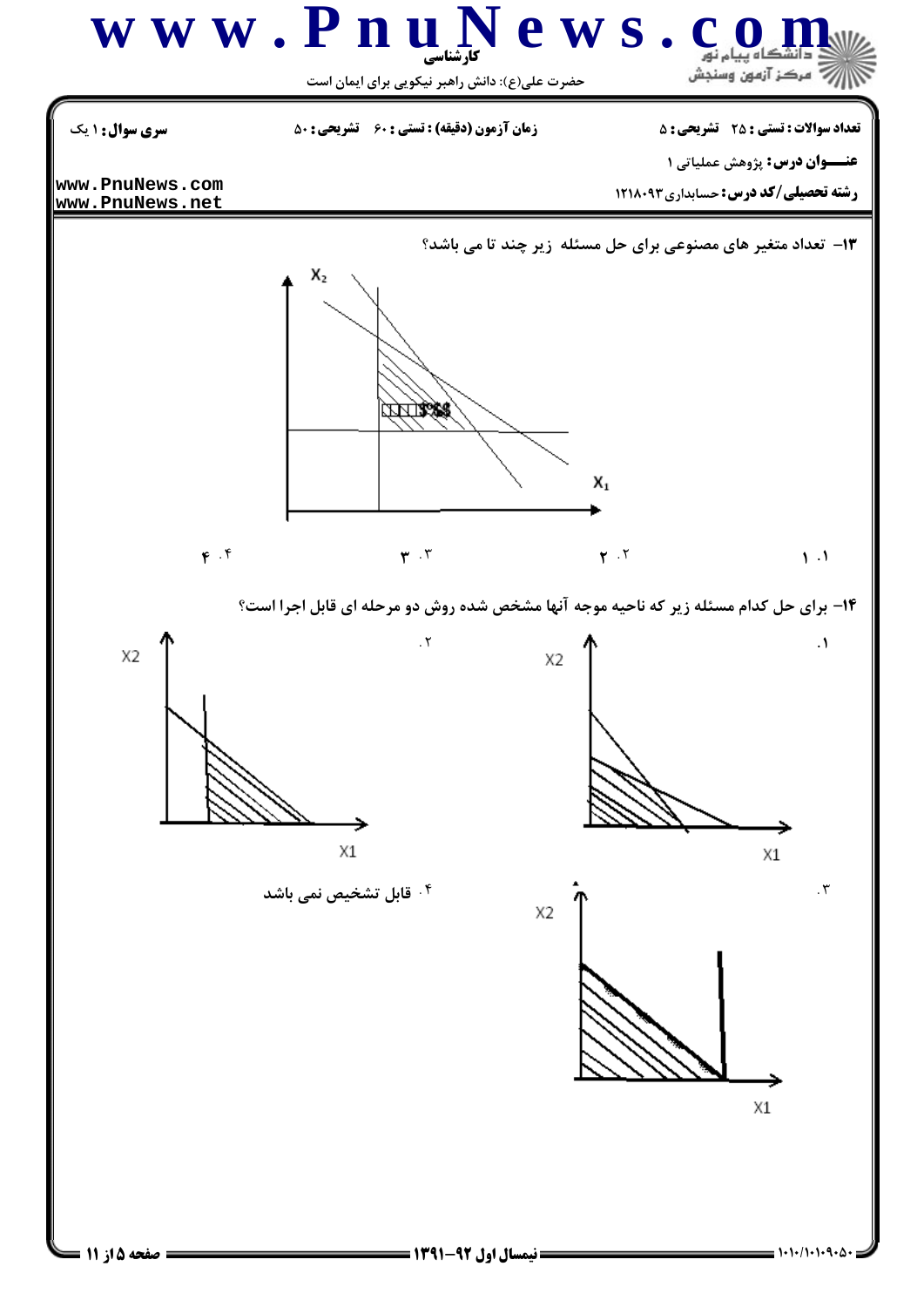**سری سوال:** ۱ یک

**زمان آزمون (دقیقه):** تستی: ۶۰ تشریحی: ۵۰

**تعداد سوالات:** تستی: ۲۵ تشریحی: ۵

**عنـــوان درس:** پژوهش عملیاتی ۱

**رشته تحصیلی/کد درس:** حسابداری ۱۲۱۸۰۹۳

۱۳- تعداد متغیر های مصنوعی برای حل مسئله زیر چند تا می باشد؟

۱. ۱

۲. ۲

۳. ۳

۴. ۴

۱۴- برای حل کدام مسئله زیر که ناحیه موجه آنها مشخص شده روش دو مرحله ای قابل اجرا است؟

۱.

۲.

۳.

۴. قابل تشخیص نمی باشد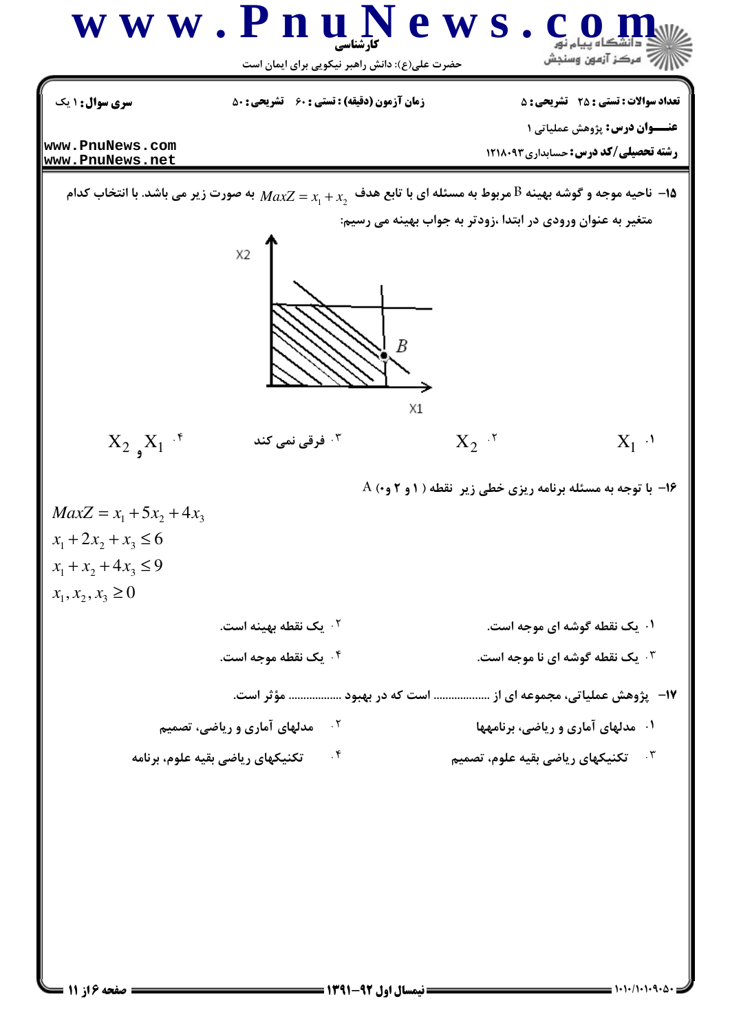**سری سوال:** ۱ یک

**زمان آزمون (دقیقه) : تستی :** ۶۰ **تشریحی :** ۵۰

**تعداد سوالات : تستی :** ۲۵ **تشریحی :** ۵

**عنـــوان درس:** پژوهش عملیاتی ۱

**رشته تحصیلی/کد درس:** حسابداری ۱۲۱۸۰۹۳

۱۵- ناحیه موجه و گوشه بهینه B مربوط به مسئله ای با تابع هدف $MaxZ = x_1 + x_2$ به صورت زیر می باشد. با انتخاب کدام متغیر به عنوان ورودی در ابتدا ،زودتر به جواب بهینه می رسیم:

۱. $X_1$

۲. $X_2$

۳. فرقی نمی کند

۴. $X_1$ و $X_2$

۱۶- با توجه به مسئله برنامه ریزی خطی زیر نقطه ( ۱ و ۲ و۰) A

$$MaxZ = x_1 + 5x_2 + 4x_3$$
$$x_1 + 2x_2 + x_3 \le 6$$
$$x_1 + x_2 + 4x_3 \le 9$$
$$x_1, x_2, x_3 \ge 0$$

۱. یک نقطه گوشه ای موجه است.

۲. یک نقطه بهینه است.

۳. یک نقطه گوشه ای نا موجه است.

۴. یک نقطه موجه است.

۱۷- پژوهش عملیاتی، مجموعه ای از .................. است که در بهبود .................. مؤثر است.

۱. مدلهای آماری و ریاضی، برنامهها

۲. مدلهای آماری و ریاضی، تصمیم

۳. تکنیکهای ریاضی بقیه علوم، تصمیم

۴. تکنیکهای ریاضی بقیه علوم، برنامه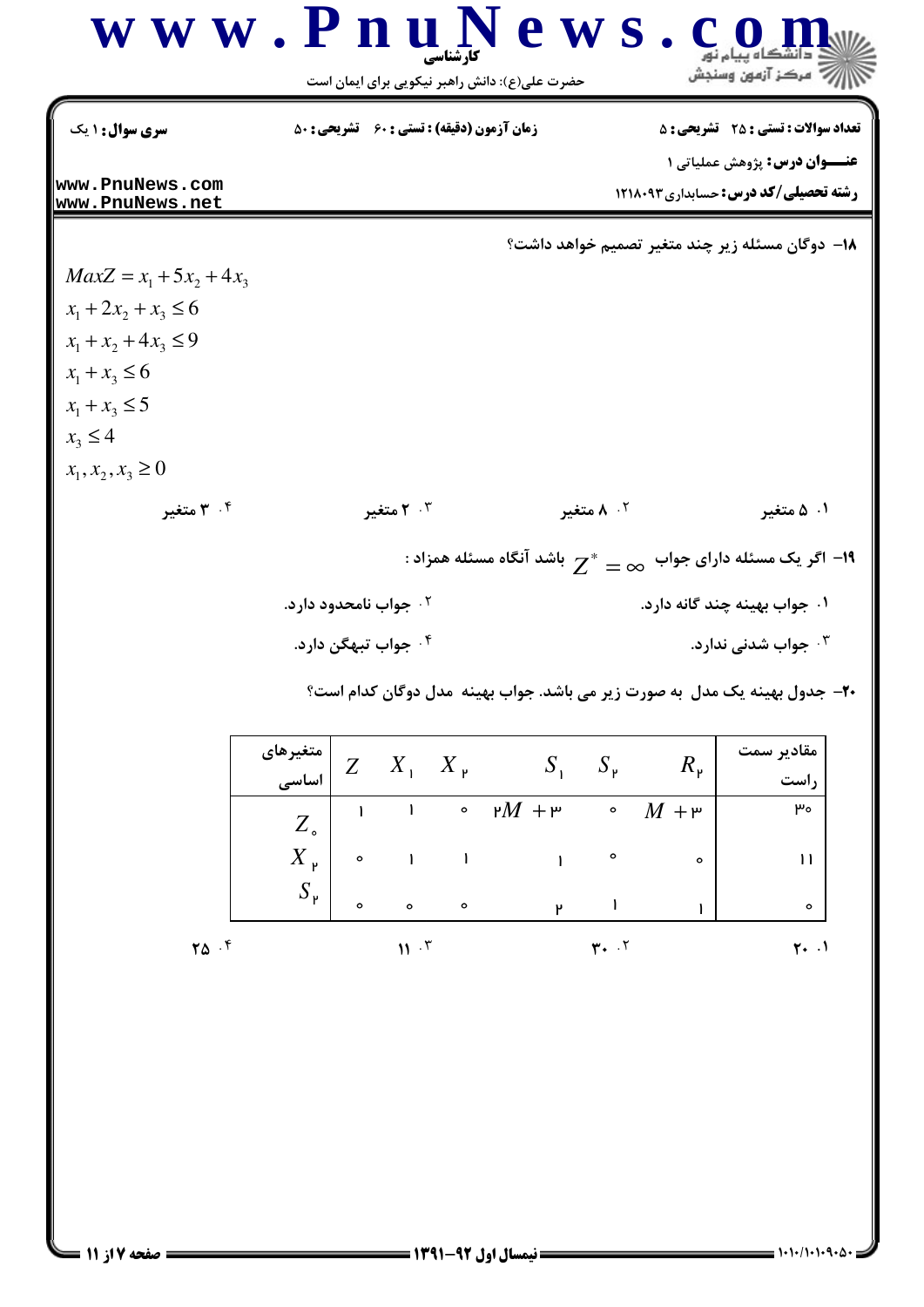**سری سوال:** ۱ یک

**زمان آزمون (دقیقه) : تستی : ۶۰ تشریحی : ۵۰**

**تعداد سوالات : تستی : ۲۵ تشریحی : ۵**

**عنـــوان درس:** پژوهش عملیاتی ۱

**رشته تحصیلی/کد درس:** حسابداری ۱۲۱۸۰۹۳

۱۸- دوگان مسئله زیر چند متغیر تصمیم خواهد داشت؟

$$MaxZ = x_1 + 5x_2 + 4x_3$$
$$x_1 + 2x_2 + x_3 \leq 6$$
$$x_1 + x_2 + 4x_3 \leq 9$$
$$x_1 + x_3 \leq 6$$
$$x_1 + x_3 \leq 5$$
$$x_3 \leq 4$$
$$x_1, x_2, x_3 \geq 0$$

۱. ۵ متغیر

۲. ۸ متغیر

۳. ۲ متغیر

۴. ۳ متغیر

۱۹- اگر یک مسئله دارای جواب $Z^* = \infty$ باشد آنگاه مسئله همزاد :

۱. جواب بهینه چند گانه دارد.

۲. جواب نامحدود دارد.

۳. جواب شدنی ندارد.

۴. جواب تبهگن دارد.

۲۰- جدول بهینه یک مدل به صورت زیر می باشد. جواب بهینه مدل دوگان کدام است؟

| متغیرهای اساسی | $Z$ | $X_1$ | $X_2$ | $S_1$ | $S_2$ | $R_2$ | مقادیر سمت راست |
|---|---|---|---|---|---|---|---|
| $Z_0$ | ۱ | ۱ | ۰ | $2M+3$ | ۰ | $M+3$ | ۳۰ |
| $X_2$ | ۰ | ۱ | ۱ | ۱ | ۰ | ۰ | ۱۱ |
| $S_2$ | ۰ | ۰ | ۰ | ۲ | ۱ | ۱ | ۰ |

۱. ۲۰

۲. ۳۰

۳. ۱۱

۴. ۲۵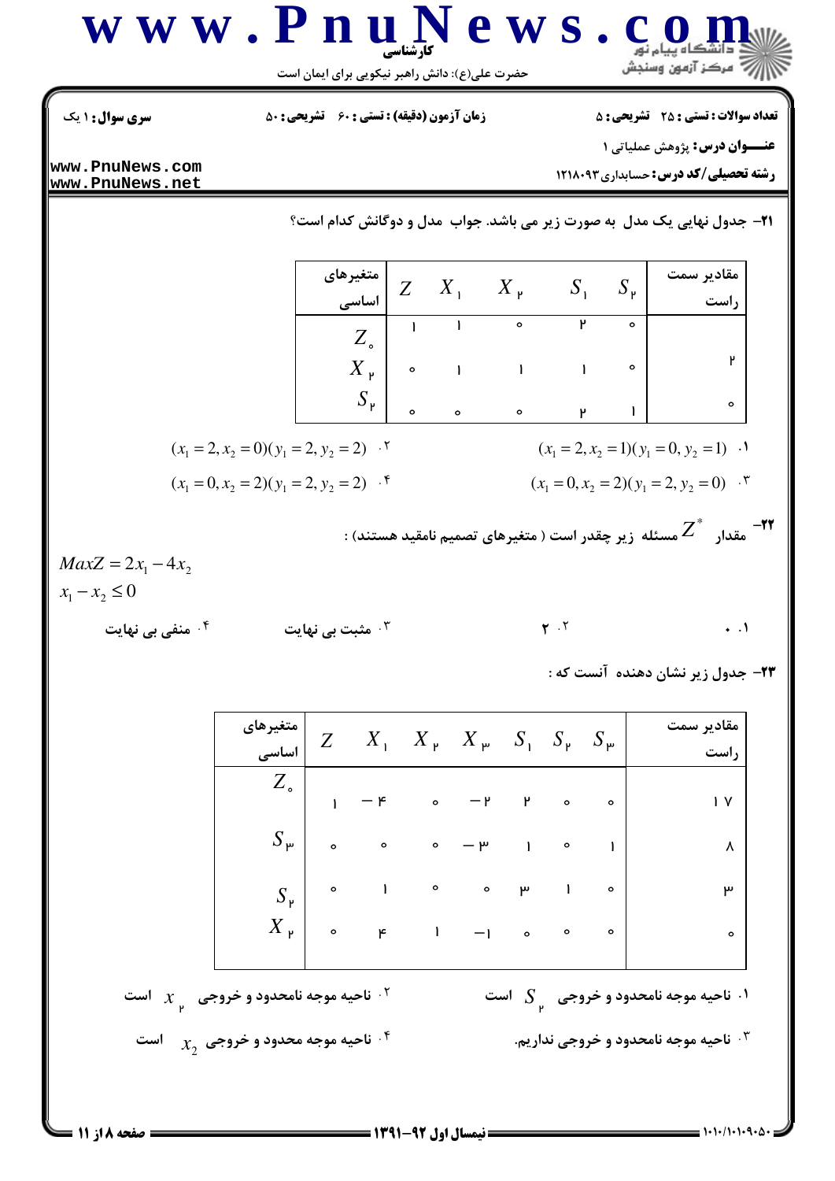**سری سوال:** ۱ یک | **زمان آزمون (دقیقه) : تستی :** ۶۰ **تشریحی :** ۵۰ | **تعداد سوالات : تستی :** ۲۵ **تشریحی :** ۵

**عنـــوان درس:** پژوهش عملیاتی ۱

**رشته تحصیلی/کد درس:** حسابداری ۱۲۱۸۰۹۳

**۲۱-** جدول نهایی یک مدل به صورت زیر می باشد. جواب مدل و دوگانش کدام است؟

| متغیرهای اساسی | $Z$ | $X_1$ | $X_2$ | $S_1$ | $S_2$ | مقادیر سمت راست |
|---|---|---|---|---|---|---|
| $Z_0$ | ۱ | ۱ | ۰ | ۲ | ۰ | |
| $X_2$ | ۰ | ۱ | ۱ | ۱ | ۰ | ۲ |
| $S_2$ | ۰ | ۰ | ۰ | ۲ | ۱ | ۰ |

۱. $(x_1=2, x_2=1)(y_1=0, y_2=1)$

۲. $(x_1=2, x_2=0)(y_1=2, y_2=2)$

۳. $(x_1=0, x_2=2)(y_1=2, y_2=0)$

۴. $(x_1=0, x_2=2)(y_1=2, y_2=2)$

**۲۲-** مقدار $Z^*$ مسئله زیر چقدر است ( متغیرهای تصمیم نامقید هستند) :

$$MaxZ = 2x_1 - 4x_2$$
$$x_1 - x_2 \le 0$$

۱. ۰

۲. ۲

۳. مثبت بی نهایت

۴. منفی بی نهایت

**۲۳-** جدول زیر نشان دهنده آنست که :

| متغیرهای اساسی | $Z$ | $X_1$ | $X_2$ | $X_3$ | $S_1$ | $S_2$ | $S_3$ | مقادیر سمت راست |
|---|---|---|---|---|---|---|---|---|
| $Z_0$ | ۱ | ۴- | ۰ | ۲- | ۲ | ۰ | ۰ | ۱۷ |
| $S_3$ | ۰ | ۰ | ۰ | ۳- | ۱ | ۰ | ۱ | ۸ |
| $S_2$ | ۰ | ۱ | ۰ | ۰ | ۳ | ۱ | ۰ | ۳ |
| $X_2$ | ۰ | ۴ | ۱ | ۱- | ۰ | ۰ | ۰ | ۰ |

۱. ناحیه موجه نامحدود و خروجی $S_2$ است

۲. ناحیه موجه نامحدود و خروجی $x_2$ است

۳. ناحیه موجه نامحدود و خروجی نداریم.

۴. ناحیه موجه محدود و خروجی $x_2$ است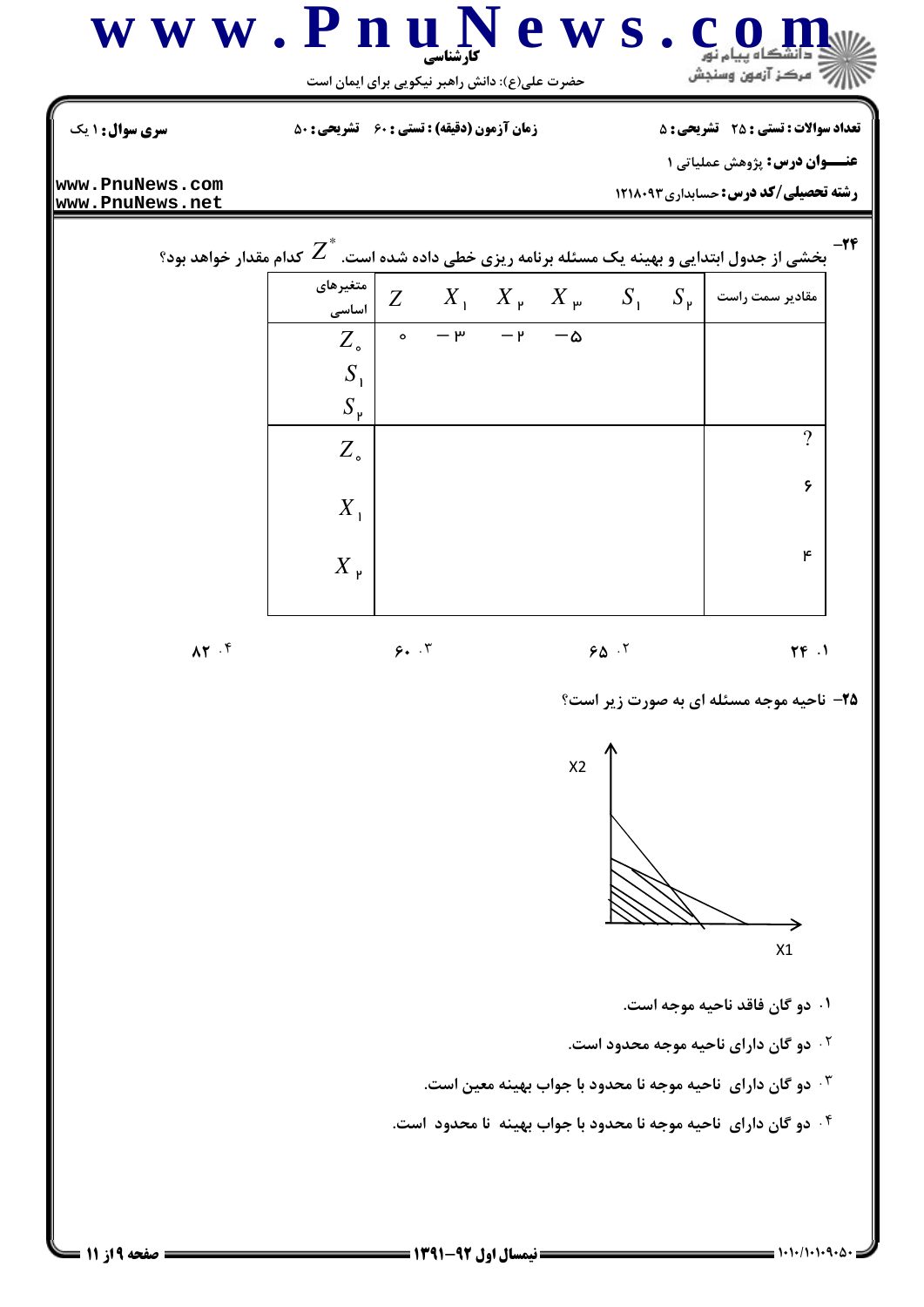**۲۴-** بخشی از جدول ابتدایی و بهینه یک مسئله برنامه ریزی خطی داده شده است. $Z^*$ کدام مقدار خواهد بود؟

| متغیرهای اساسی | $Z$ | $X_1$ | $X_2$ | $X_3$ | $S_1$ | $S_2$ | مقادیر سمت راست |
|---|---|---|---|---|---|---|---|
| $Z_0$ | ۰ | ۳− | ۲− | ۵− | | | |
| $S_1$ | | | | | | | |
| $S_2$ | | | | | | | |
| $Z_0$ | | | | | | | ? |
| $X_1$ | | | | | | | ۶ |
| $X_2$ | | | | | | | ۴ |

۱. ۲۴
۲. ۶۵
۳. ۶۰
۴. ۸۲

**۲۵-** ناحیه موجه مسئله ای به صورت زیر است؟

۱. دو گان فاقد ناحیه موجه است.
۲. دو گان دارای ناحیه موجه محدود است.
۳. دو گان دارای ناحیه موجه نا محدود با جواب بهینه معین است.
۴. دو گان دارای ناحیه موجه نا محدود با جواب بهینه نا محدود است.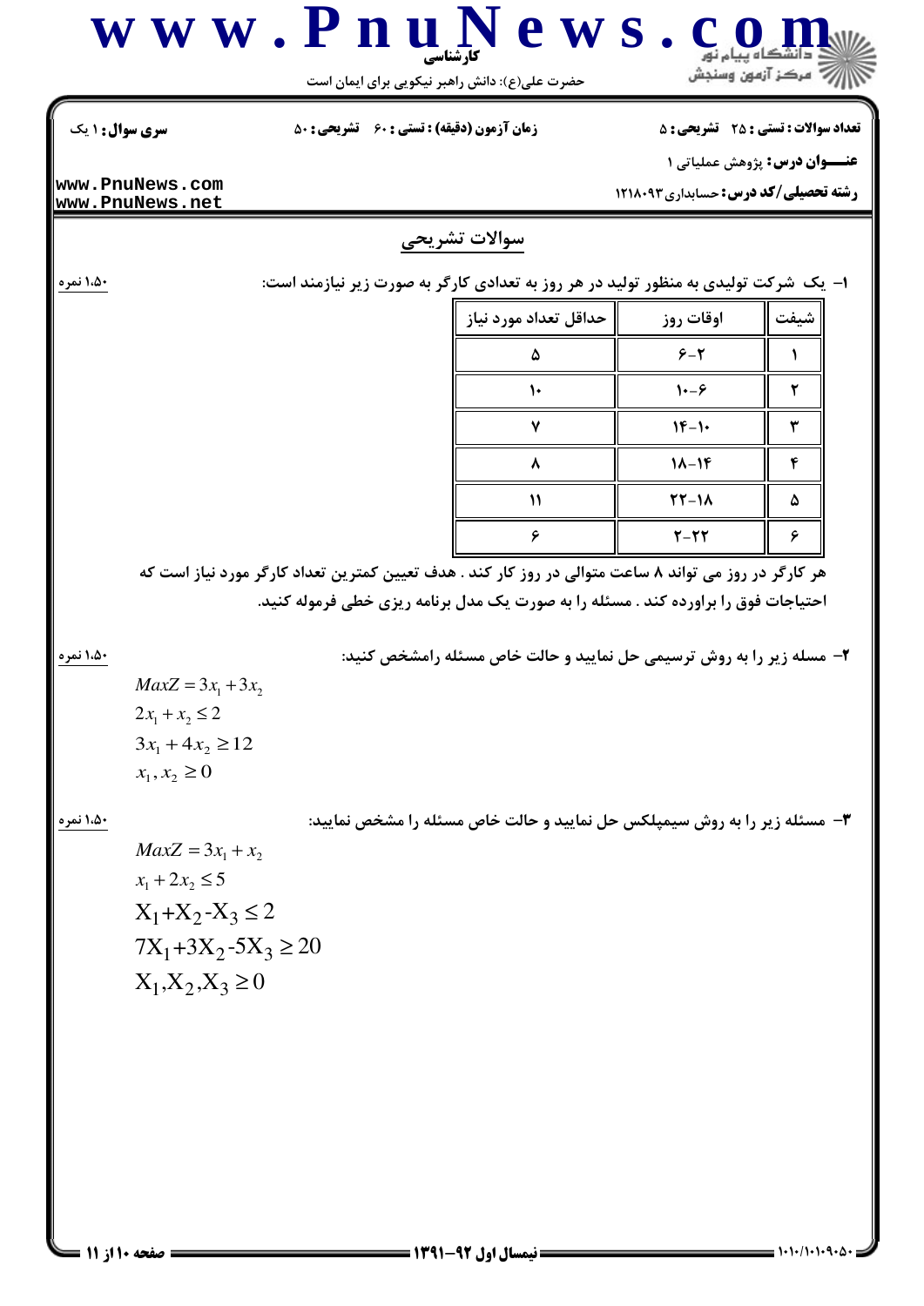**کارشناسی**

حضرت علی(ع): دانش راهبر نیکویی برای ایمان است

**سری سوال:** ۱ یک | **زمان آزمون (دقیقه) : تستی :** ۶۰ **تشریحی :** ۵۰ | **تعداد سوالات : تستی :** ۲۵ **تشریحی :** ۵

**عنـــوان درس:** پژوهش عملیاتی ۱

**رشته تحصیلی/کد درس:** حسابداری ۱۲۱۸۰۹۳

## سوالات تشریحی

۱- یک شرکت تولیدی به منظور تولید در هر روز به تعدادی کارگر به صورت زیر نیازمند است: (۱،۵۰ نمره)

| شیفت | اوقات روز | حداقل تعداد مورد نیاز |
|---|---|---|
| ۱ | ۲-۶ | ۵ |
| ۲ | ۶-۱۰ | ۱۰ |
| ۳ | ۱۰-۱۴ | ۷ |
| ۴ | ۱۴-۱۸ | ۸ |
| ۵ | ۱۸-۲۲ | ۱۱ |
| ۶ | ۲۲-۲ | ۶ |

هر کارگر در روز می تواند ۸ ساعت متوالی در روز کار کند . هدف تعیین کمترین تعداد کارگر مورد نیاز است که احتیاجات فوق را براورده کند . مسئله را به صورت یک مدل برنامه ریزی خطی فرموله کنید.

۲- مسله زیر را به روش ترسیمی حل نمایید و حالت خاص مسئله رامشخص کنید: (۱،۵۰ نمره)

$$MaxZ = 3x_1 + 3x_2$$
$$2x_1 + x_2 \le 2$$
$$3x_1 + 4x_2 \ge 12$$
$$x_1, x_2 \ge 0$$

۳- مسئله زیر را به روش سیمپلکس حل نمایید و حالت خاص مسئله را مشخص نمایید: (۱،۵۰ نمره)

$$MaxZ = 3x_1 + x_2$$
$$x_1 + 2x_2 \le 5$$
$$X_1 + X_2 - X_3 \le 2$$
$$7X_1 + 3X_2 - 5X_3 \ge 20$$
$$X_1, X_2, X_3 \ge 0$$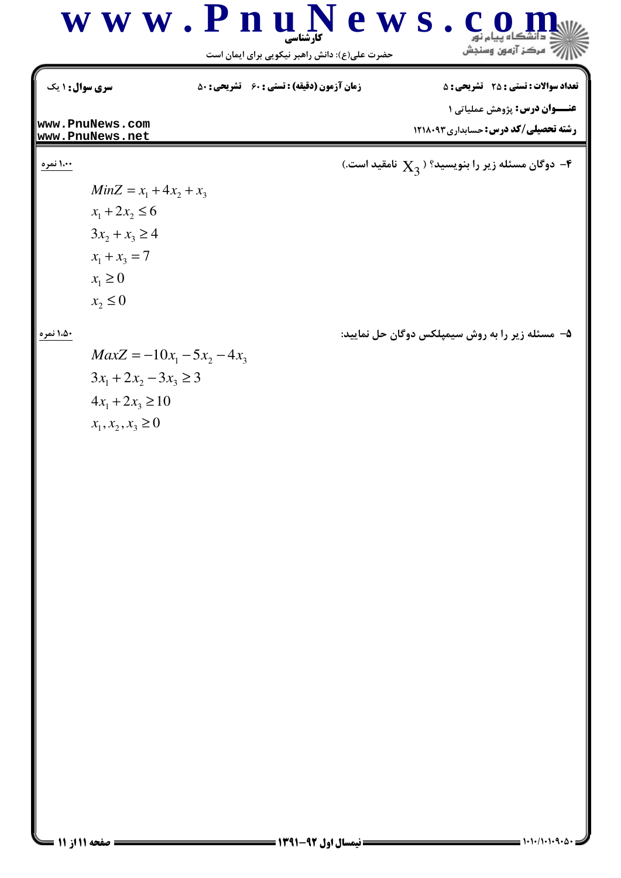۴– دوگان مسئله زیر را بنویسید؟ ( $X_3$ نامقید است.)

۱.۰۰ نمره

$$MinZ = x_1 + 4x_2 + x_3$$
$$x_1 + 2x_2 \leq 6$$
$$3x_2 + x_3 \geq 4$$
$$x_1 + x_3 = 7$$
$$x_1 \geq 0$$
$$x_2 \leq 0$$

۵– مسئله زیر را به روش سیمپلکس دوگان حل نمایید:

۱.۵۰ نمره

$$MaxZ = -10x_1 - 5x_2 - 4x_3$$
$$3x_1 + 2x_2 - 3x_3 \geq 3$$
$$4x_1 + 2x_3 \geq 10$$
$$x_1, x_2, x_3 \geq 0$$